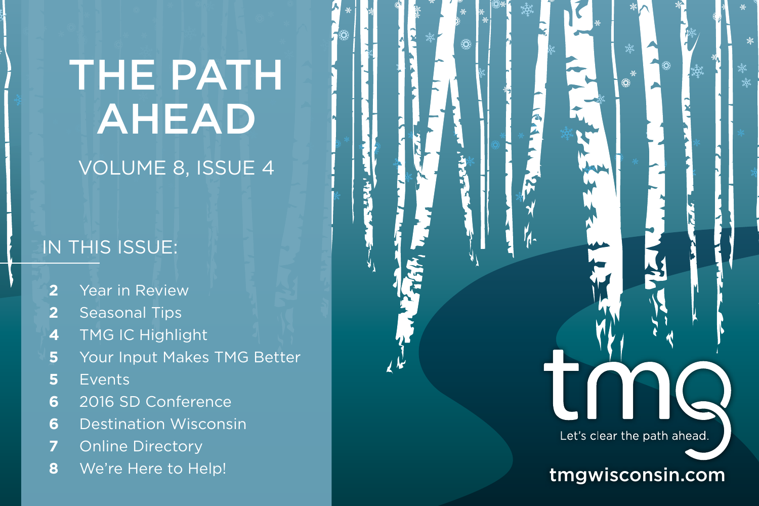# THE PATH AHEAD

VOLUME 8, ISSUE 4

## IN THIS ISSUE:

- **2** Year in Review
- **2** Seasonal Tips
- **4** TMG IC Highlight
- **5** Your Input Makes TMG Better
- **5** Events
- **6** 2016 SD Conference
- **6** Destination Wisconsin
- **7** Online Directory
- **8** We're Here to Help!

tmg

Let's clear the path ahead.

tmgwisconsin.com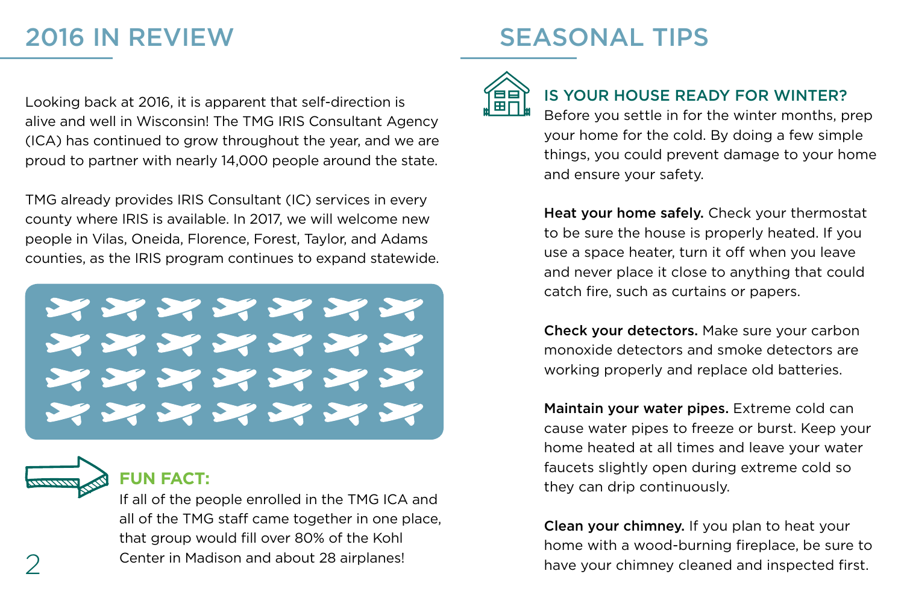## 2016 IN REVIEW

Looking back at 2016, it is apparent that self-direction is alive and well in Wisconsin! The TMG IRIS Consultant Agency (ICA) has continued to grow throughout the year, and we are proud to partner with nearly 14,000 people around the state.

TMG already provides IRIS Consultant (IC) services in every county where IRIS is available. In 2017, we will welcome new people in Vilas, Oneida, Florence, Forest, Taylor, and Adams counties, as the IRIS program continues to expand statewide.

### FUN FACT:

If all of the people enrolled in the TMG ICA and all of the TMG staff came together in one place, that group would fill over 80% of the Kohl Center in Madison and about 28 airplanes!

## SEASONAL TIPS

### IS YOUR HOUSE READY FOR WINTER?

Before you settle in for the winter months, prep your home for the cold. By doing a few simple things, you could prevent damage to your home and ensure your safety.

**Heat your home safely.** Check your thermostat to be sure the house is properly heated. If you use a space heater, turn it off when you leave and never place it close to anything that could catch fire, such as curtains or papers.

**Check your detectors.** Make sure your carbon monoxide detectors and smoke detectors are working properly and replace old batteries.

**Maintain your water pipes.** Extreme cold can cause water pipes to freeze or burst. Keep your home heated at all times and leave your water faucets slightly open during extreme cold so they can drip continuously.

**Clean your chimney.** If you plan to heat your home with a wood-burning fireplace, be sure to have your chimney cleaned and inspected first.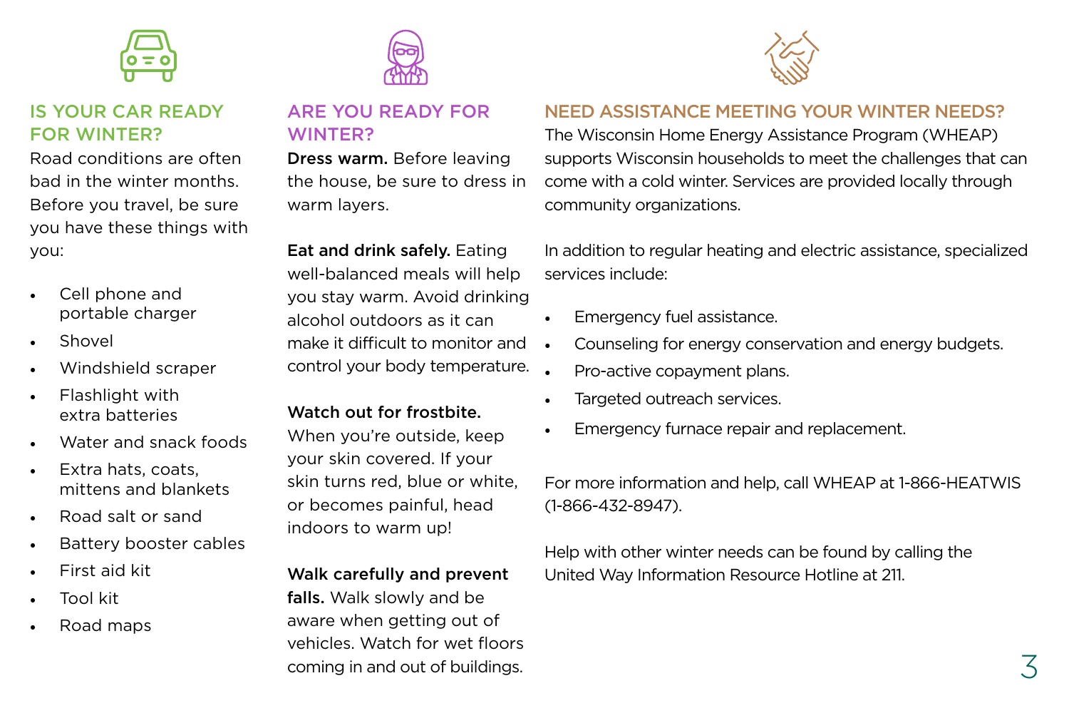## IS YOUR CAR READY FOR WINTER?

Road conditions are often bad in the winter months. Before you travel, be sure you have these things with you:

- Cell phone and portable charger
- Shovel
- Windshield scraper
- Flashlight with extra batteries
- Water and snack foods
- Extra hats, coats, mittens and blankets
- Road salt or sand
- Battery booster cables
- First aid kit
- Tool kit
- Road maps

## ARE YOU READY FOR WINTER?

**Dress warm.** Before leaving the house, be sure to dress in warm layers.

**Eat and drink safely.** Eating well-balanced meals will help you stay warm. Avoid drinking alcohol outdoors as it can make it difficult to monitor and control your body temperature.

**Watch out for frostbite.** When you're outside, keep your skin covered. If your skin turns red, blue or white, or becomes painful, head indoors to warm up!

**Walk carefully and prevent falls.** Walk slowly and be aware when getting out of vehicles. Watch for wet floors coming in and out of buildings.

## NEED ASSISTANCE MEETING YOUR WINTER NEEDS?

The Wisconsin Home Energy Assistance Program (WHEAP) supports Wisconsin households to meet the challenges that can come with a cold winter. Services are provided locally through community organizations.

In addition to regular heating and electric assistance, specialized services include:

- Emergency fuel assistance.
- Counseling for energy conservation and energy budgets.
- Pro-active copayment plans.
- Targeted outreach services.
- Emergency furnace repair and replacement.

For more information and help, call WHEAP at 1-866-HEATWIS (1-866-432-8947).

Help with other winter needs can be found by calling the United Way Information Resource Hotline at 211.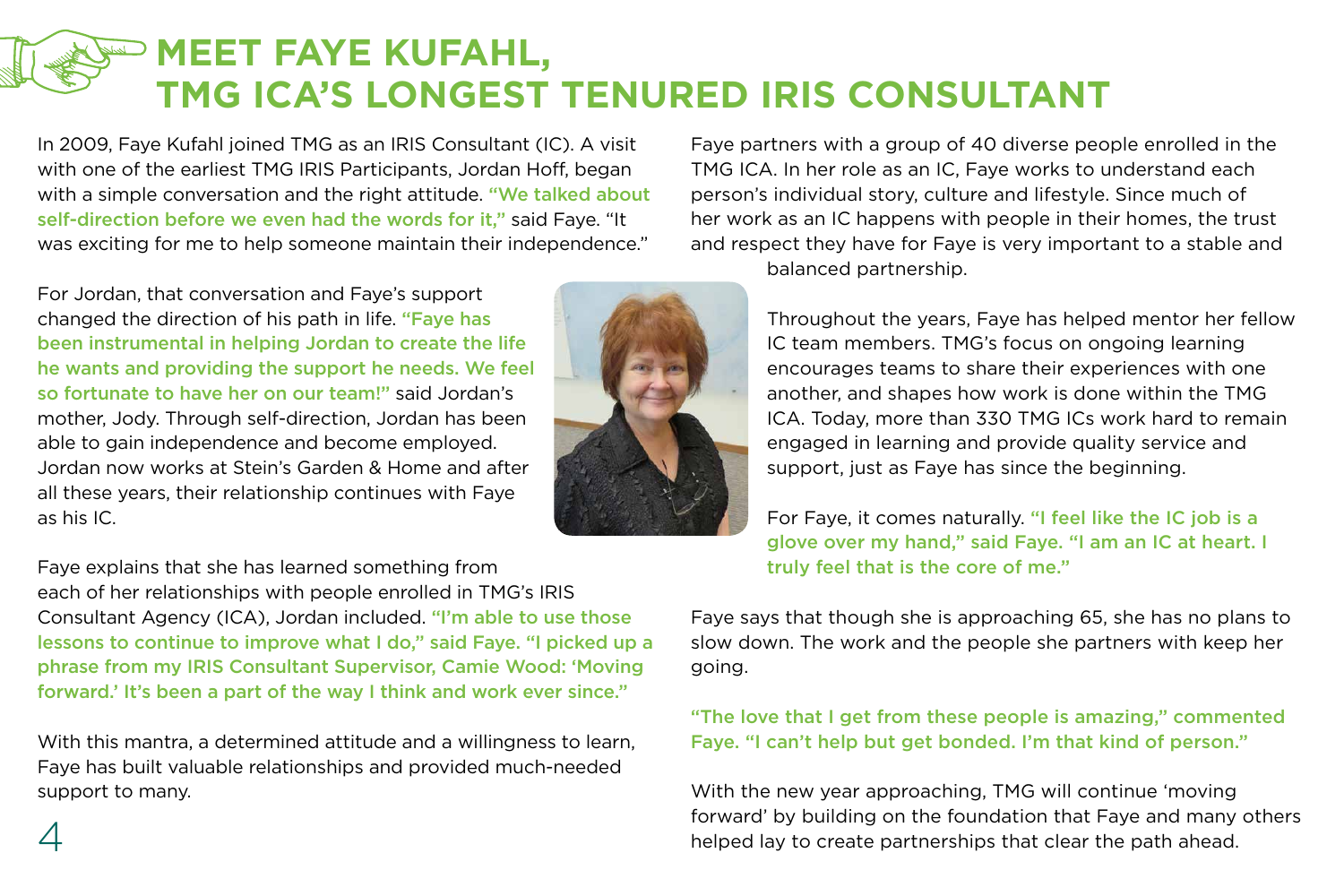# MEET FAYE KUFAHL, TMG ICA'S LONGEST TENURED IRIS CONSULTANT

In 2009, Faye Kufahl joined TMG as an IRIS Consultant (IC). A visit with one of the earliest TMG IRIS Participants, Jordan Hoff, began with a simple conversation and the right attitude. **"We talked about self-direction before we even had the words for it,"** said Faye. "It was exciting for me to help someone maintain their independence."

For Jordan, that conversation and Faye's support changed the direction of his path in life. **"Faye has been instrumental in helping Jordan to create the life he wants and providing the support he needs. We feel so fortunate to have her on our team!"** said Jordan's mother, Jody. Through self-direction, Jordan has been able to gain independence and become employed. Jordan now works at Stein's Garden & Home and after all these years, their relationship continues with Faye as his IC.

Faye explains that she has learned something from each of her relationships with people enrolled in TMG's IRIS Consultant Agency (ICA), Jordan included. **"I'm able to use those lessons to continue to improve what I do," said Faye. "I picked up a phrase from my IRIS Consultant Supervisor, Camie Wood: 'Moving forward.' It's been a part of the way I think and work ever since."**

With this mantra, a determined attitude and a willingness to learn, Faye has built valuable relationships and provided much-needed support to many.

Faye partners with a group of 40 diverse people enrolled in the TMG ICA. In her role as an IC, Faye works to understand each person's individual story, culture and lifestyle. Since much of her work as an IC happens with people in their homes, the trust and respect they have for Faye is very important to a stable and balanced partnership.

Throughout the years, Faye has helped mentor her fellow IC team members. TMG's focus on ongoing learning encourages teams to share their experiences with one another, and shapes how work is done within the TMG ICA. Today, more than 330 TMG ICs work hard to remain engaged in learning and provide quality service and support, just as Faye has since the beginning.

For Faye, it comes naturally. **"I feel like the IC job is a glove over my hand," said Faye. "I am an IC at heart. I truly feel that is the core of me."**

Faye says that though she is approaching 65, she has no plans to slow down. The work and the people she partners with keep her going.

**"The love that I get from these people is amazing," commented Faye. "I can't help but get bonded. I'm that kind of person."**

With the new year approaching, TMG will continue 'moving forward' by building on the foundation that Faye and many others helped lay to create partnerships that clear the path ahead.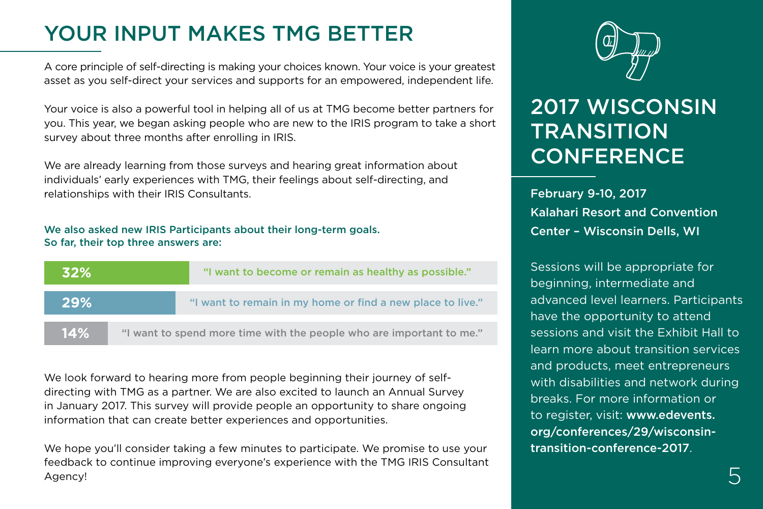# YOUR INPUT MAKES TMG BETTER

A core principle of self-directing is making your choices known. Your voice is your greatest asset as you self-direct your services and supports for an empowered, independent life.

Your voice is also a powerful tool in helping all of us at TMG become better partners for you. This year, we began asking people who are new to the IRIS program to take a short survey about three months after enrolling in IRIS.

We are already learning from those surveys and hearing great information about individuals' early experiences with TMG, their feelings about self-directing, and relationships with their IRIS Consultants.

**We also asked new IRIS Participants about their long-term goals. So far, their top three answers are:**

| Percentage | Answer |
| --- | --- |
| **32%** | "I want to become or remain as healthy as possible." |
| **29%** | "I want to remain in my home or find a new place to live." |
| **14%** | "I want to spend more time with the people who are important to me." |

We look forward to hearing more from people beginning their journey of self-directing with TMG as a partner. We are also excited to launch an Annual Survey in January 2017. This survey will provide people an opportunity to share ongoing information that can create better experiences and opportunities.

We hope you'll consider taking a few minutes to participate. We promise to use your feedback to continue improving everyone's experience with the TMG IRIS Consultant Agency!

# 2017 WISCONSIN TRANSITION CONFERENCE

**February 9-10, 2017**
**Kalahari Resort and Convention Center – Wisconsin Dells, WI**

Sessions will be appropriate for beginning, intermediate and advanced level learners. Participants have the opportunity to attend sessions and visit the Exhibit Hall to learn more about transition services and products, meet entrepreneurs with disabilities and network during breaks. For more information or to register, visit: **www.edevents.org/conferences/29/wisconsin-transition-conference-2017**.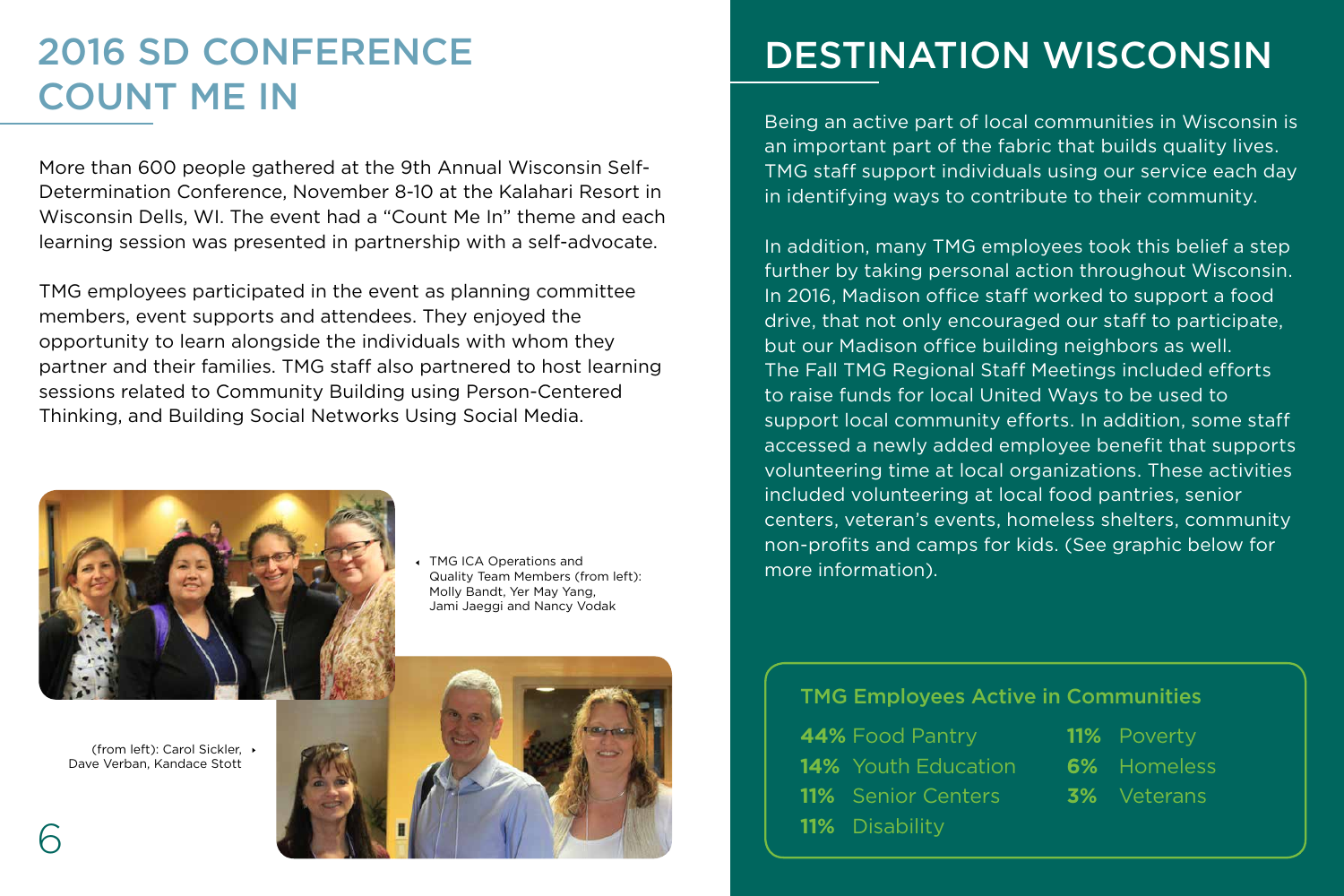# 2016 SD CONFERENCE COUNT ME IN

More than 600 people gathered at the 9th Annual Wisconsin Self-Determination Conference, November 8-10 at the Kalahari Resort in Wisconsin Dells, WI. The event had a "Count Me In" theme and each learning session was presented in partnership with a self-advocate.

TMG employees participated in the event as planning committee members, event supports and attendees. They enjoyed the opportunity to learn alongside the individuals with whom they partner and their families. TMG staff also partnered to host learning sessions related to Community Building using Person-Centered Thinking, and Building Social Networks Using Social Media.

TMG ICA Operations and Quality Team Members (from left): Molly Bandt, Yer May Yang, Jami Jaeggi and Nancy Vodak

(from left): Carol Sickler, Dave Verban, Kandace Stott

# DESTINATION WISCONSIN

Being an active part of local communities in Wisconsin is an important part of the fabric that builds quality lives. TMG staff support individuals using our service each day in identifying ways to contribute to their community.

In addition, many TMG employees took this belief a step further by taking personal action throughout Wisconsin. In 2016, Madison office staff worked to support a food drive, that not only encouraged our staff to participate, but our Madison office building neighbors as well. The Fall TMG Regional Staff Meetings included efforts to raise funds for local United Ways to be used to support local community efforts. In addition, some staff accessed a newly added employee benefit that supports volunteering time at local organizations. These activities included volunteering at local food pantries, senior centers, veteran's events, homeless shelters, community non-profits and camps for kids. (See graphic below for more information).

## TMG Employees Active in Communities

- **44%** Food Pantry
- **14%** Youth Education
- **11%** Senior Centers
- **11%** Disability
- **11%** Poverty
- **6%** Homeless
- **3%** Veterans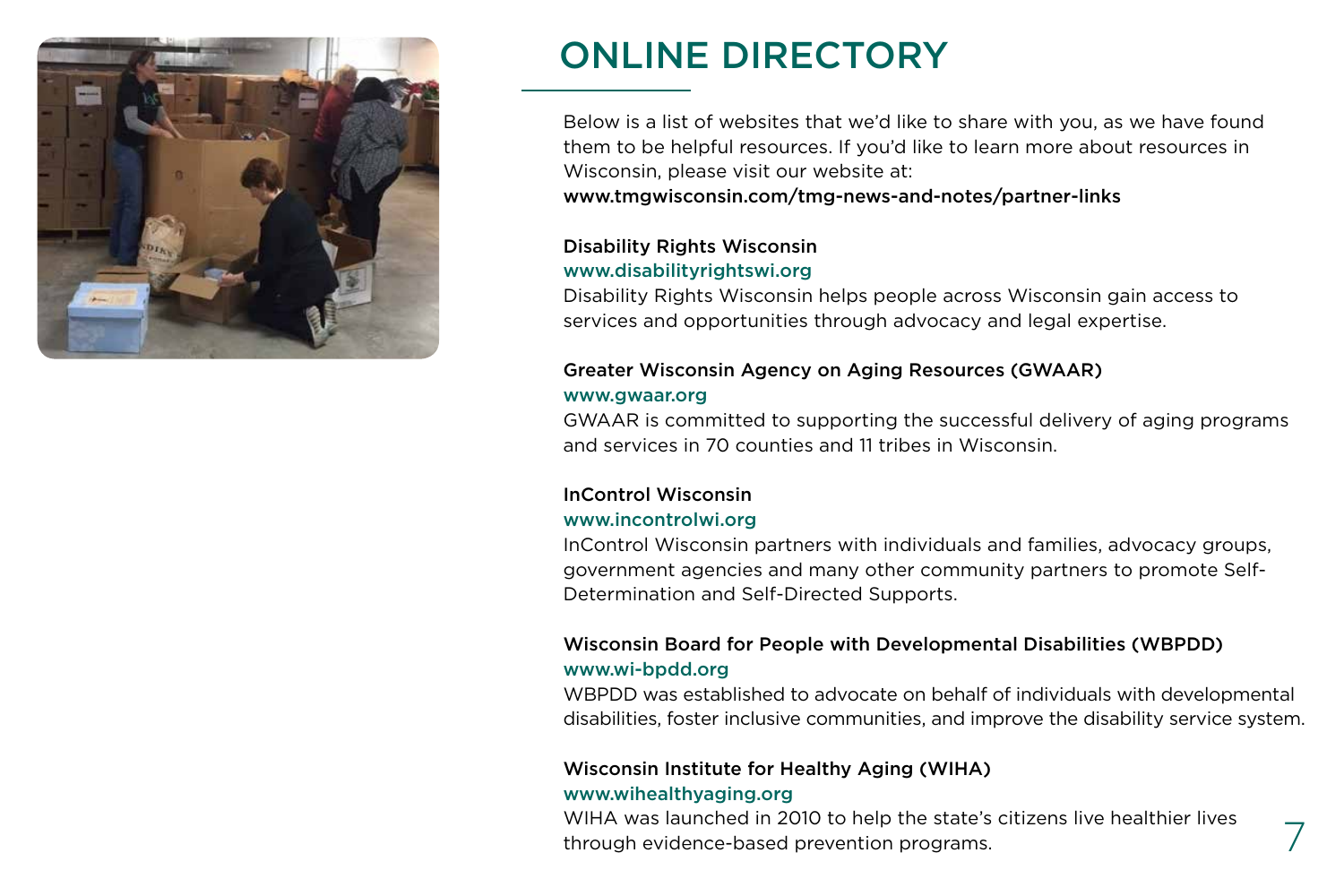# ONLINE DIRECTORY

Below is a list of websites that we'd like to share with you, as we have found them to be helpful resources. If you'd like to learn more about resources in Wisconsin, please visit our website at:
www.tmgwisconsin.com/tmg-news-and-notes/partner-links

**Disability Rights Wisconsin**
www.disabilityrightswi.org
Disability Rights Wisconsin helps people across Wisconsin gain access to services and opportunities through advocacy and legal expertise.

**Greater Wisconsin Agency on Aging Resources (GWAAR)**
www.gwaar.org
GWAAR is committed to supporting the successful delivery of aging programs and services in 70 counties and 11 tribes in Wisconsin.

**InControl Wisconsin**
www.incontrolwi.org
InControl Wisconsin partners with individuals and families, advocacy groups, government agencies and many other community partners to promote Self-Determination and Self-Directed Supports.

**Wisconsin Board for People with Developmental Disabilities (WBPDD)**
www.wi-bpdd.org
WBPDD was established to advocate on behalf of individuals with developmental disabilities, foster inclusive communities, and improve the disability service system.

**Wisconsin Institute for Healthy Aging (WIHA)**
www.wihealthyaging.org
WIHA was launched in 2010 to help the state's citizens live healthier lives through evidence-based prevention programs.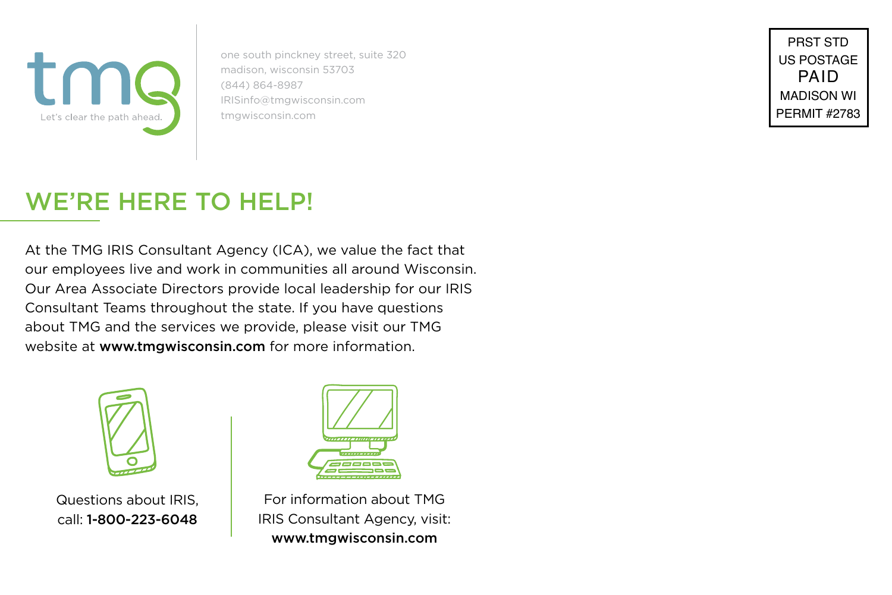tmg

Let's clear the path ahead.

one south pinckney street, suite 320
madison, wisconsin 53703
(844) 864-8987
IRISinfo@tmgwisconsin.com
tmgwisconsin.com

PRST STD
US POSTAGE
PAID
MADISON WI
PERMIT #2783

## WE'RE HERE TO HELP!

At the TMG IRIS Consultant Agency (ICA), we value the fact that our employees live and work in communities all around Wisconsin. Our Area Associate Directors provide local leadership for our IRIS Consultant Teams throughout the state. If you have questions about TMG and the services we provide, please visit our TMG website at **www.tmgwisconsin.com** for more information.

Questions about IRIS, call: **1-800-223-6048**

For information about TMG IRIS Consultant Agency, visit: **www.tmgwisconsin.com**